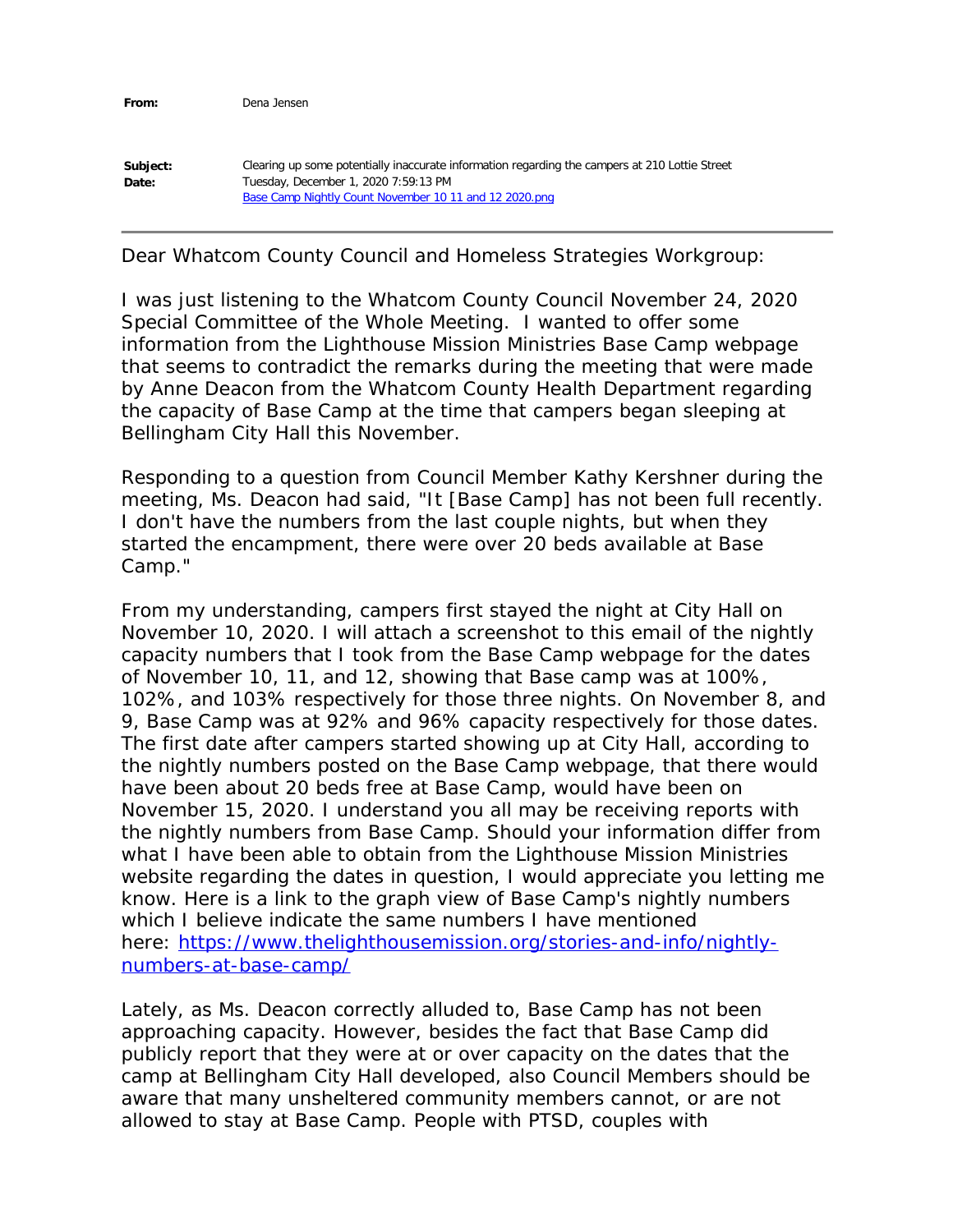**From:** Dena Jensen

**Subject:** Clearing up some potentially inaccurate information regarding the campers at 210 Lottie Street
**Date:** Tuesday, December 1, 2020 7:59:13 PM
[Base Camp Nightly Count November 10 11 and 12 2020.png]

---

Dear Whatcom County Council and Homeless Strategies Workgroup:

I was just listening to the Whatcom County Council November 24, 2020 Special Committee of the Whole Meeting. I wanted to offer some information from the Lighthouse Mission Ministries Base Camp webpage that seems to contradict the remarks during the meeting that were made by Anne Deacon from the Whatcom County Health Department regarding the capacity of Base Camp at the time that campers began sleeping at Bellingham City Hall this November.

Responding to a question from Council Member Kathy Kershner during the meeting, Ms. Deacon had said, "It [Base Camp] has not been full recently. I don't have the numbers from the last couple nights, but when they started the encampment, there were over 20 beds available at Base Camp."

From my understanding, campers first stayed the night at City Hall on November 10, 2020. I will attach a screenshot to this email of the nightly capacity numbers that I took from the Base Camp webpage for the dates of November 10, 11, and 12, showing that Base camp was at 100%, 102%, and 103% respectively for those three nights. On November 8, and 9, Base Camp was at 92% and 96% capacity respectively for those dates. The first date after campers started showing up at City Hall, according to the nightly numbers posted on the Base Camp webpage, that there would have been about 20 beds free at Base Camp, would have been on November 15, 2020. I understand you all may be receiving reports with the nightly numbers from Base Camp. Should your information differ from what I have been able to obtain from the Lighthouse Mission Ministries website regarding the dates in question, I would appreciate you letting me know. Here is a link to the graph view of Base Camp's nightly numbers which I believe indicate the same numbers I have mentioned here: https://www.thelighthousemission.org/stories-and-info/nightly-numbers-at-base-camp/

Lately, as Ms. Deacon correctly alluded to, Base Camp has not been approaching capacity. However, besides the fact that Base Camp did publicly report that they were at or over capacity on the dates that the camp at Bellingham City Hall developed, also Council Members should be aware that many unsheltered community members cannot, or are not allowed to stay at Base Camp. People with PTSD, couples with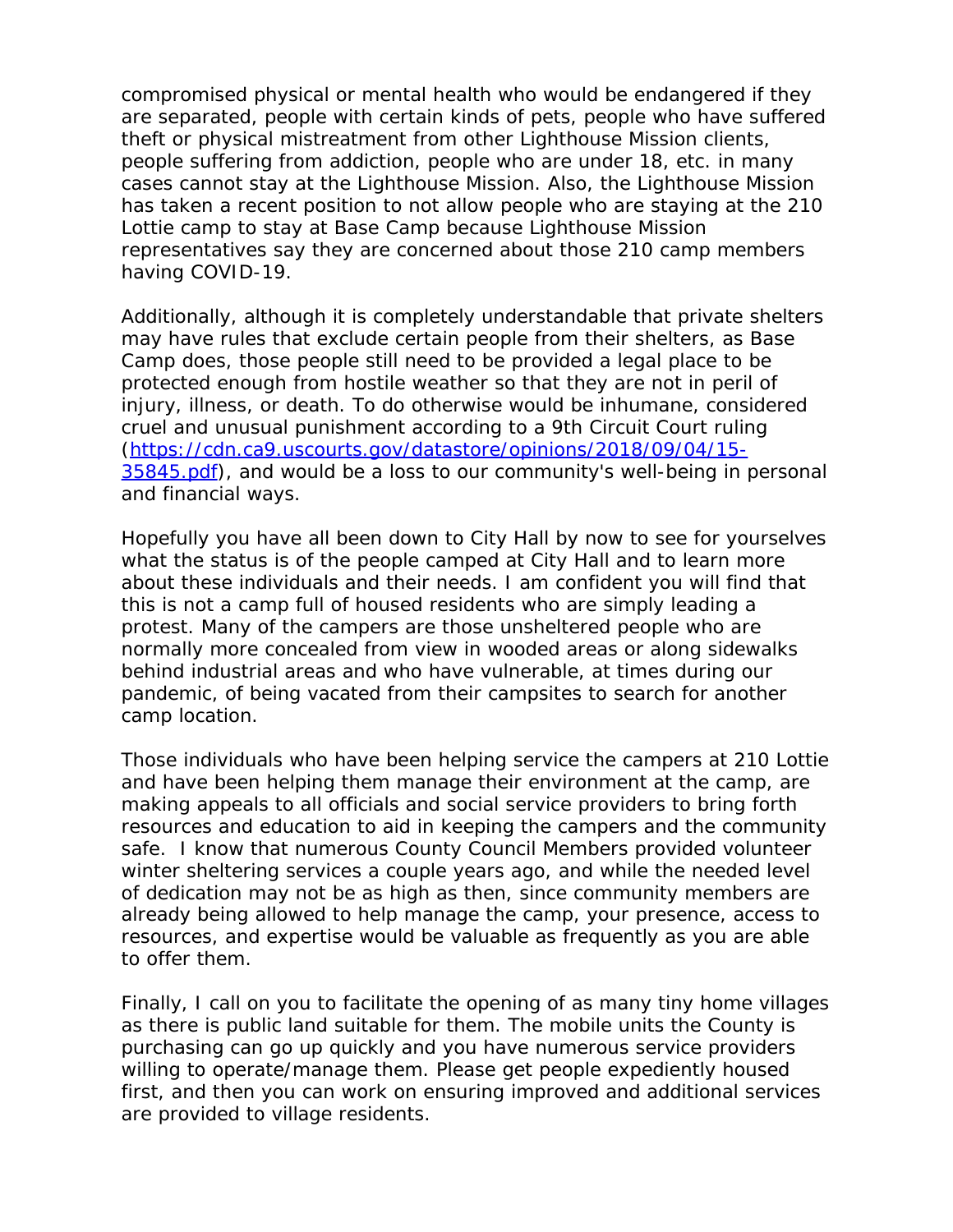compromised physical or mental health who would be endangered if they are separated, people with certain kinds of pets, people who have suffered theft or physical mistreatment from other Lighthouse Mission clients, people suffering from addiction, people who are under 18, etc. in many cases cannot stay at the Lighthouse Mission. Also, the Lighthouse Mission has taken a recent position to not allow people who are staying at the 210 Lottie camp to stay at Base Camp because Lighthouse Mission representatives say they are concerned about those 210 camp members having COVID-19.

Additionally, although it is completely understandable that private shelters may have rules that exclude certain people from their shelters, as Base Camp does, those people still need to be provided a legal place to be protected enough from hostile weather so that they are not in peril of injury, illness, or death. To do otherwise would be inhumane, considered cruel and unusual punishment according to a 9th Circuit Court ruling ([https://cdn.ca9.uscourts.gov/datastore/opinions/2018/09/04/15-35845.pdf](https://cdn.ca9.uscourts.gov/datastore/opinions/2018/09/04/15-35845.pdf)), and would be a loss to our community's well-being in personal and financial ways.

Hopefully you have all been down to City Hall by now to see for yourselves what the status is of the people camped at City Hall and to learn more about these individuals and their needs. I am confident you will find that this is not a camp full of housed residents who are simply leading a protest. Many of the campers are those unsheltered people who are normally more concealed from view in wooded areas or along sidewalks behind industrial areas and who have vulnerable, at times during our pandemic, of being vacated from their campsites to search for another camp location.

Those individuals who have been helping service the campers at 210 Lottie and have been helping them manage their environment at the camp, are making appeals to all officials and social service providers to bring forth resources and education to aid in keeping the campers and the community safe. I know that numerous County Council Members provided volunteer winter sheltering services a couple years ago, and while the needed level of dedication may not be as high as then, since community members are already being allowed to help manage the camp, your presence, access to resources, and expertise would be valuable as frequently as you are able to offer them.

Finally, I call on you to facilitate the opening of as many tiny home villages as there is public land suitable for them. The mobile units the County is purchasing can go up quickly and you have numerous service providers willing to operate/manage them. Please get people expediently housed first, and then you can work on ensuring improved and additional services are provided to village residents.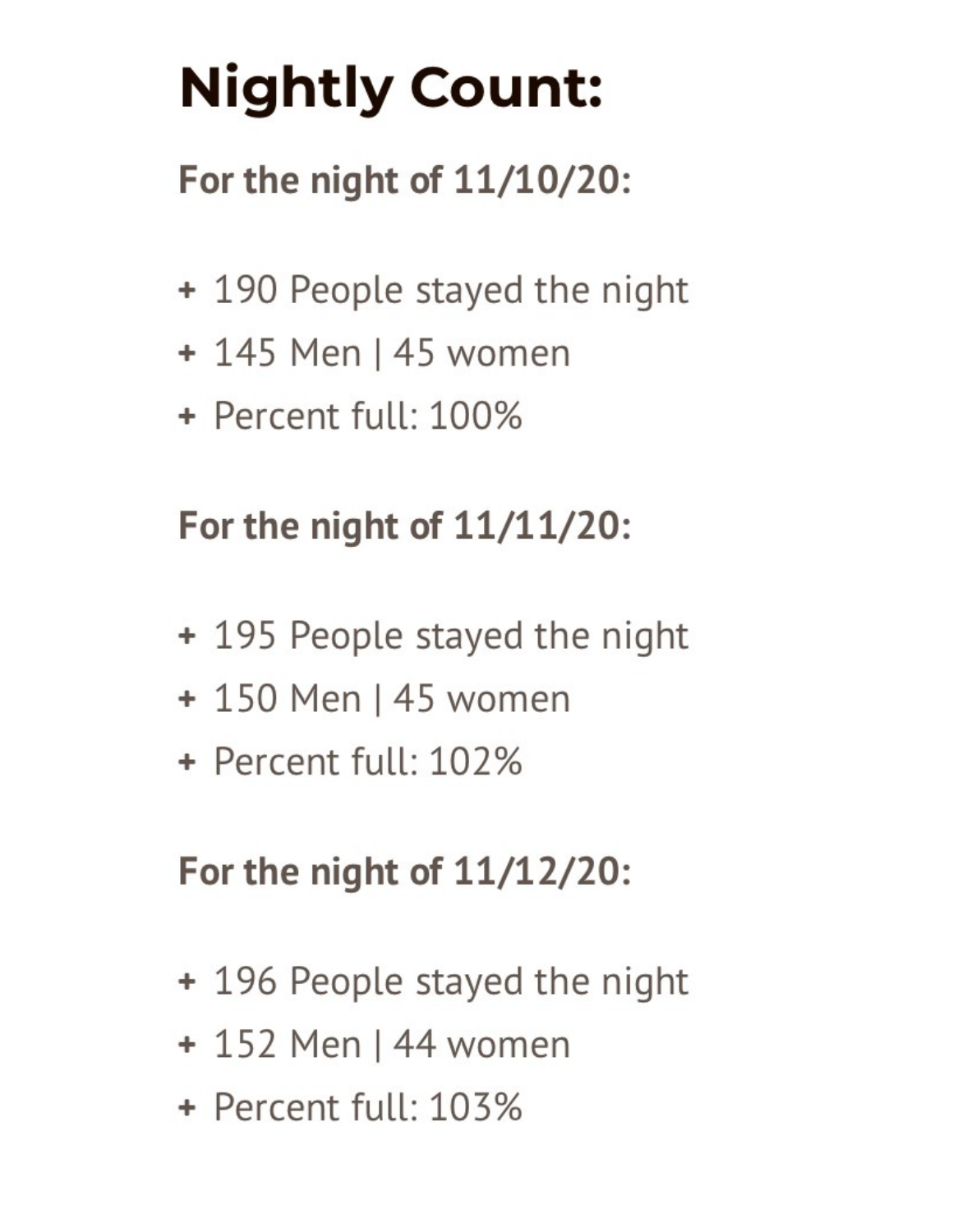## Nightly Count:

### For the night of 11/10/20:

+ 190 People stayed the night
+ 145 Men | 45 women
+ Percent full: 100%

### For the night of 11/11/20:

+ 195 People stayed the night
+ 150 Men | 45 women
+ Percent full: 102%

### For the night of 11/12/20:

+ 196 People stayed the night
+ 152 Men | 44 women
+ Percent full: 103%